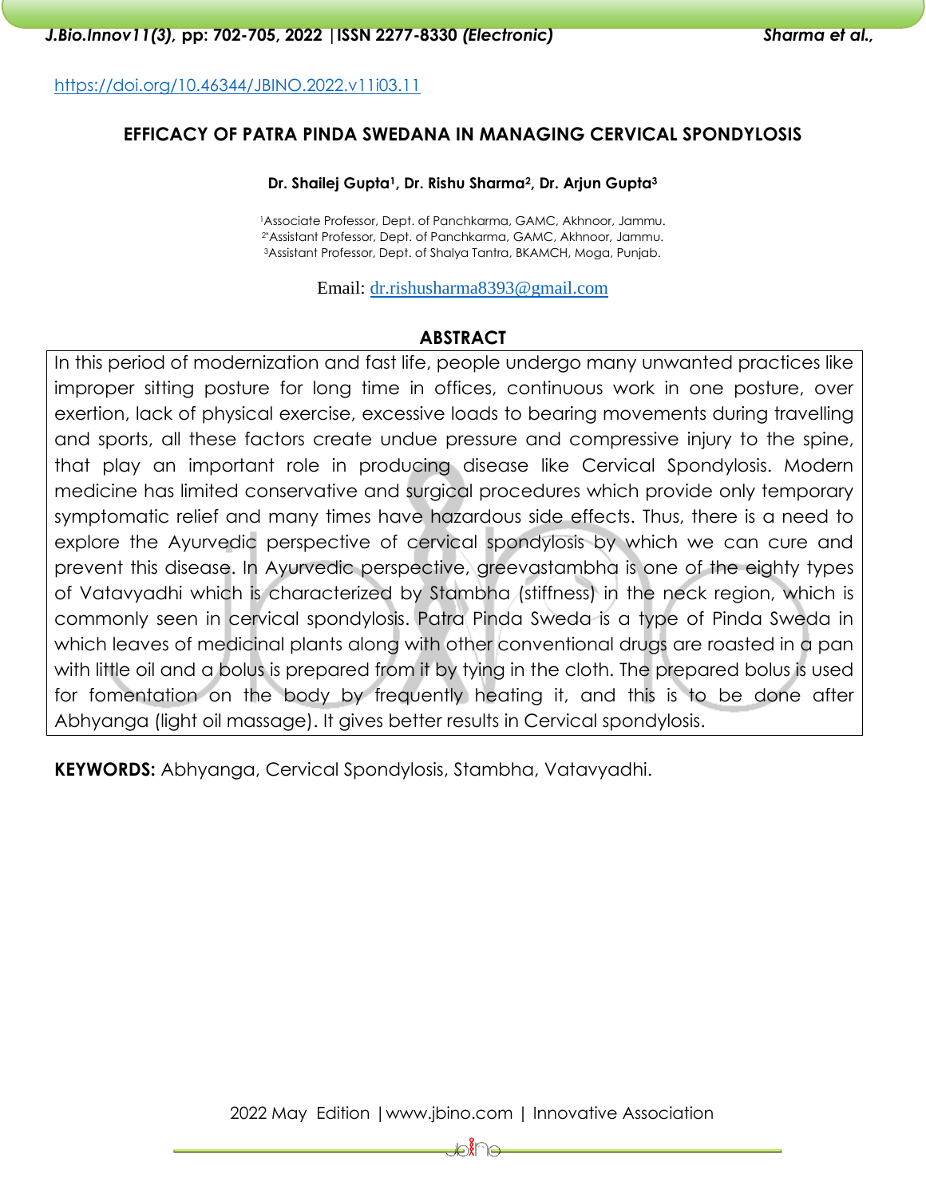https://doi.org/10.46344/JBINO.2022.v11i03.11

# EFFICACY OF PATRA PINDA SWEDANA IN MANAGING CERVICAL SPONDYLOSIS

**Dr. Shailej Gupta[1], Dr. Rishu Sharma[2], Dr. Arjun Gupta[3]**

[1]Associate Professor, Dept. of Panchkarma, GAMC, Akhnoor, Jammu.
[2*]Assistant Professor, Dept. of Panchkarma, GAMC, Akhnoor, Jammu.
[3]Assistant Professor, Dept. of Shalya Tantra, BKAMCH, Moga, Punjab.

Email: dr.rishusharma8393@gmail.com

## ABSTRACT

In this period of modernization and fast life, people undergo many unwanted practices like improper sitting posture for long time in offices, continuous work in one posture, over exertion, lack of physical exercise, excessive loads to bearing movements during travelling and sports, all these factors create undue pressure and compressive injury to the spine, that play an important role in producing disease like Cervical Spondylosis. Modern medicine has limited conservative and surgical procedures which provide only temporary symptomatic relief and many times have hazardous side effects. Thus, there is a need to explore the Ayurvedic perspective of cervical spondylosis by which we can cure and prevent this disease. In Ayurvedic perspective, greevastambha is one of the eighty types of Vatavyadhi which is characterized by Stambha (stiffness) in the neck region, which is commonly seen in cervical spondylosis. Patra Pinda Sweda is a type of Pinda Sweda in which leaves of medicinal plants along with other conventional drugs are roasted in a pan with little oil and a bolus is prepared from it by tying in the cloth. The prepared bolus is used for fomentation on the body by frequently heating it, and this is to be done after Abhyanga (light oil massage). It gives better results in Cervical spondylosis.

**KEYWORDS:** Abhyanga, Cervical Spondylosis, Stambha, Vatavyadhi.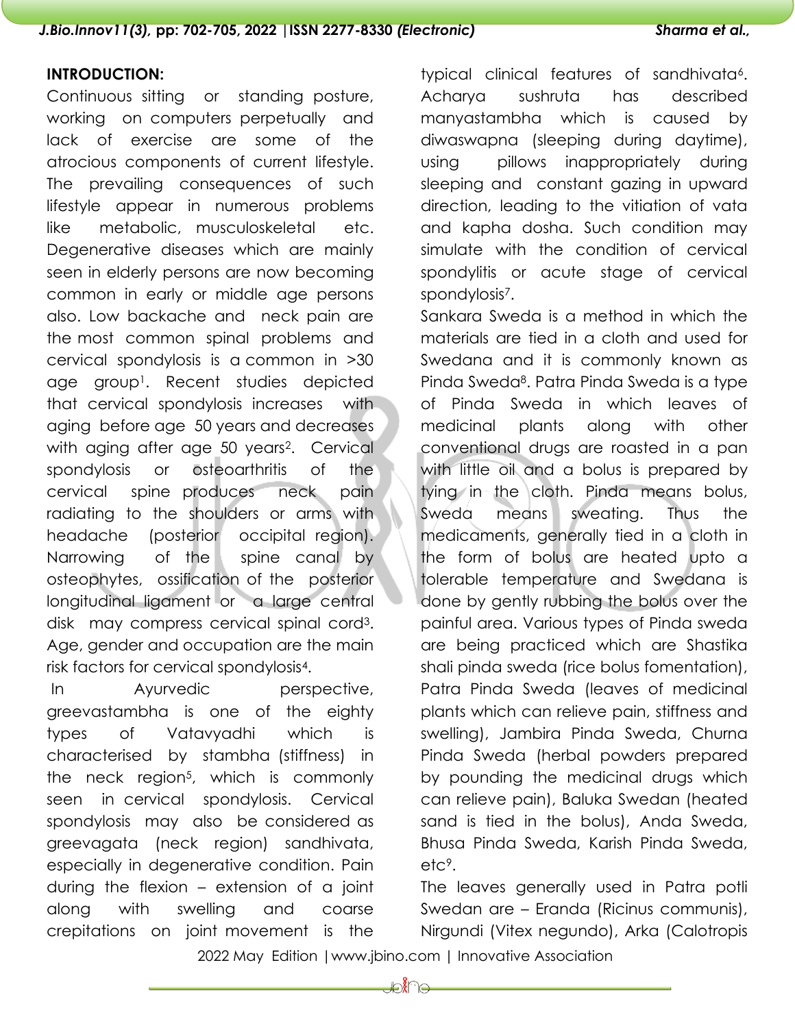**INTRODUCTION:**

Continuous sitting or standing posture, working on computers perpetually and lack of exercise are some of the atrocious components of current lifestyle. The prevailing consequences of such lifestyle appear in numerous problems like metabolic, musculoskeletal etc. Degenerative diseases which are mainly seen in elderly persons are now becoming common in early or middle age persons also. Low backache and neck pain are the most common spinal problems and cervical spondylosis is a common in >30 age group[1]. Recent studies depicted that cervical spondylosis increases with aging before age 50 years and decreases with aging after age 50 years[2]. Cervical spondylosis or osteoarthritis of the cervical spine produces neck pain radiating to the shoulders or arms with headache (posterior occipital region). Narrowing of the spine canal by osteophytes, ossification of the posterior longitudinal ligament or a large central disk may compress cervical spinal cord[3]. Age, gender and occupation are the main risk factors for cervical spondylosis[4].

In Ayurvedic perspective, greevastambha is one of the eighty types of Vatavyadhi which is characterised by stambha (stiffness) in the neck region[5], which is commonly seen in cervical spondylosis. Cervical spondylosis may also be considered as greevagata (neck region) sandhivata, especially in degenerative condition. Pain during the flexion – extension of a joint along with swelling and coarse crepitations on joint movement is the typical clinical features of sandhivata[6]. Acharya sushruta has described manyastambha which is caused by diwaswapna (sleeping during daytime), using pillows inappropriately during sleeping and constant gazing in upward direction, leading to the vitiation of vata and kapha dosha. Such condition may simulate with the condition of cervical spondylitis or acute stage of cervical spondylosis[7].

Sankara Sweda is a method in which the materials are tied in a cloth and used for Swedana and it is commonly known as Pinda Sweda[8]. Patra Pinda Sweda is a type of Pinda Sweda in which leaves of medicinal plants along with other conventional drugs are roasted in a pan with little oil and a bolus is prepared by tying in the cloth. Pinda means bolus, Sweda means sweating. Thus the medicaments, generally tied in a cloth in the form of bolus are heated upto a tolerable temperature and Swedana is done by gently rubbing the bolus over the painful area. Various types of Pinda sweda are being practiced which are Shastika shali pinda sweda (rice bolus fomentation), Patra Pinda Sweda (leaves of medicinal plants which can relieve pain, stiffness and swelling), Jambira Pinda Sweda, Churna Pinda Sweda (herbal powders prepared by pounding the medicinal drugs which can relieve pain), Baluka Swedan (heated sand is tied in the bolus), Anda Sweda, Bhusa Pinda Sweda, Karish Pinda Sweda, etc[9].

The leaves generally used in Patra potli Swedan are – Eranda (Ricinus communis), Nirgundi (Vitex negundo), Arka (Calotropis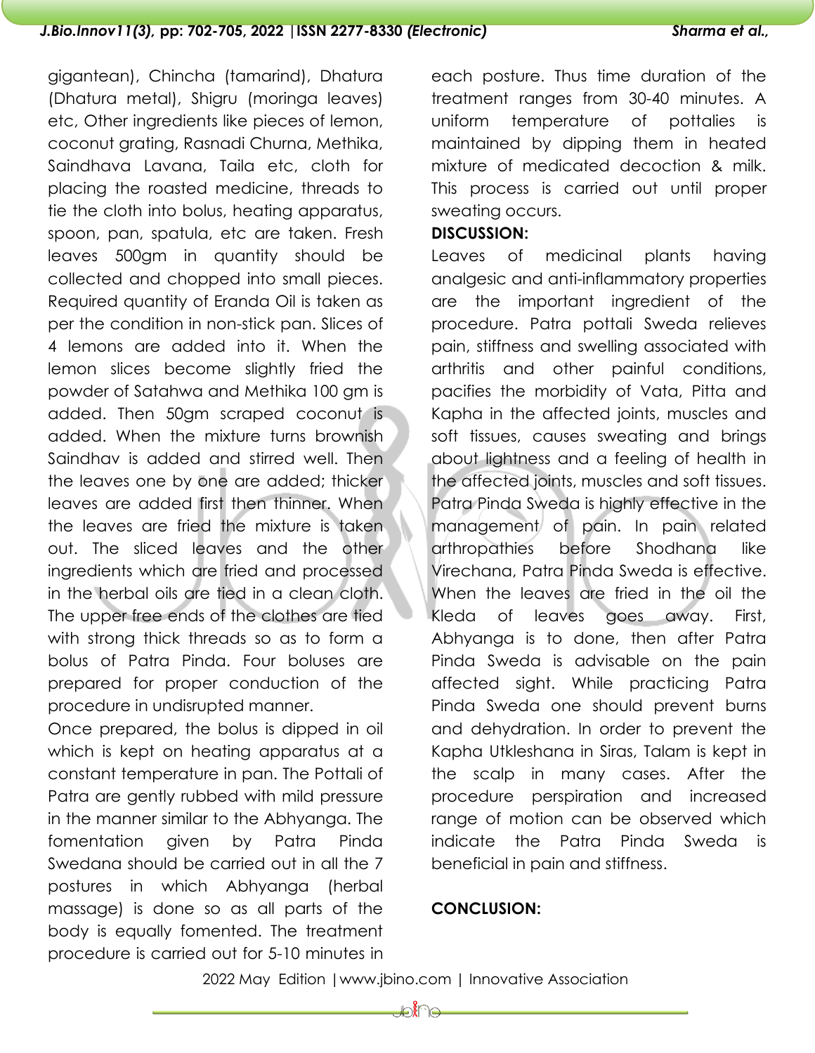gigantean), Chincha (tamarind), Dhatura (Dhatura metal), Shigru (moringa leaves) etc, Other ingredients like pieces of lemon, coconut grating, Rasnadi Churna, Methika, Saindhava Lavana, Taila etc, cloth for placing the roasted medicine, threads to tie the cloth into bolus, heating apparatus, spoon, pan, spatula, etc are taken. Fresh leaves 500gm in quantity should be collected and chopped into small pieces. Required quantity of Eranda Oil is taken as per the condition in non-stick pan. Slices of 4 lemons are added into it. When the lemon slices become slightly fried the powder of Satahwa and Methika 100 gm is added. Then 50gm scraped coconut is added. When the mixture turns brownish Saindhav is added and stirred well. Then the leaves one by one are added; thicker leaves are added first then thinner. When the leaves are fried the mixture is taken out. The sliced leaves and the other ingredients which are fried and processed in the herbal oils are tied in a clean cloth. The upper free ends of the clothes are tied with strong thick threads so as to form a bolus of Patra Pinda. Four boluses are prepared for proper conduction of the procedure in undisrupted manner.

Once prepared, the bolus is dipped in oil which is kept on heating apparatus at a constant temperature in pan. The Pottali of Patra are gently rubbed with mild pressure in the manner similar to the Abhyanga. The fomentation given by Patra Pinda Swedana should be carried out in all the 7 postures in which Abhyanga (herbal massage) is done so as all parts of the body is equally fomented. The treatment procedure is carried out for 5-10 minutes in each posture. Thus time duration of the treatment ranges from 30-40 minutes. A uniform temperature of pottalies is maintained by dipping them in heated mixture of medicated decoction & milk. This process is carried out until proper sweating occurs.

**DISCUSSION:**

Leaves of medicinal plants having analgesic and anti-inflammatory properties are the important ingredient of the procedure. Patra pottali Sweda relieves pain, stiffness and swelling associated with arthritis and other painful conditions, pacifies the morbidity of Vata, Pitta and Kapha in the affected joints, muscles and soft tissues, causes sweating and brings about lightness and a feeling of health in the affected joints, muscles and soft tissues. Patra Pinda Sweda is highly effective in the management of pain. In pain related arthropathies before Shodhana like Virechana, Patra Pinda Sweda is effective. When the leaves are fried in the oil the Kleda of leaves goes away. First, Abhyanga is to done, then after Patra Pinda Sweda is advisable on the pain affected sight. While practicing Patra Pinda Sweda one should prevent burns and dehydration. In order to prevent the Kapha Utkleshana in Siras, Talam is kept in the scalp in many cases. After the procedure perspiration and increased range of motion can be observed which indicate the Patra Pinda Sweda is beneficial in pain and stiffness.

**CONCLUSION:**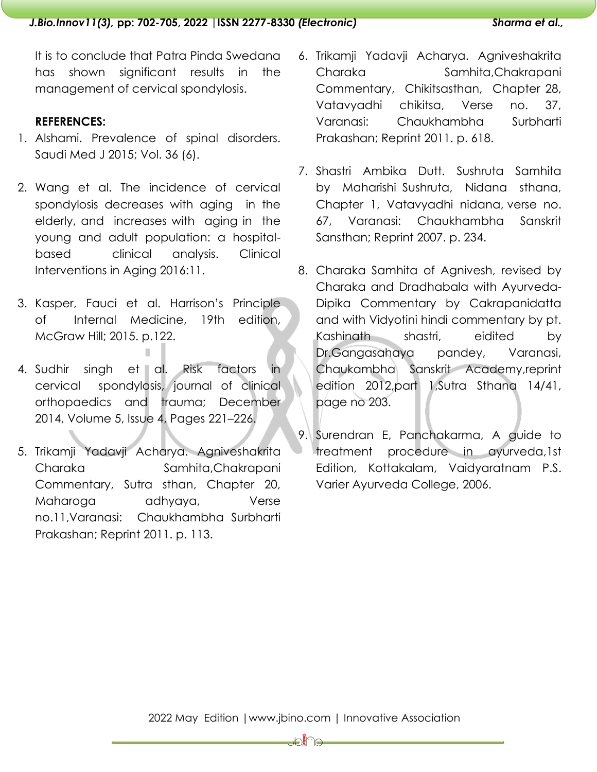It is to conclude that Patra Pinda Swedana has shown significant results in the management of cervical spondylosis.

**REFERENCES:**

1. Alshami. Prevalence of spinal disorders. Saudi Med J 2015; Vol. 36 (6).
2. Wang et al. The incidence of cervical spondylosis decreases with aging in the elderly, and increases with aging in the young and adult population: a hospital-based clinical analysis. Clinical Interventions in Aging 2016:11.
3. Kasper, Fauci et al. Harrison's Principle of Internal Medicine, 19th edition, McGraw Hill; 2015. p.122.
4. Sudhir singh et al. Risk factors in cervical spondylosis, journal of clinical orthopaedics and trauma; December 2014, Volume 5, Issue 4, Pages 221–226.
5. Trikamji Yadavji Acharya. Agniveshakrita Charaka Samhita,Chakrapani Commentary, Sutra sthan, Chapter 20, Maharoga adhyaya, Verse no.11,Varanasi: Chaukhambha Surbharti Prakashan; Reprint 2011. p. 113.
6. Trikamji Yadavji Acharya. Agniveshakrita Charaka Samhita,Chakrapani Commentary, Chikitsasthan, Chapter 28, Vatavyadhi chikitsa, Verse no. 37, Varanasi: Chaukhambha Surbharti Prakashan; Reprint 2011. p. 618.
7. Shastri Ambika Dutt. Sushruta Samhita by Maharishi Sushruta, Nidana sthana, Chapter 1, Vatavyadhi nidana, verse no. 67, Varanasi: Chaukhambha Sanskrit Sansthan; Reprint 2007. p. 234.
8. Charaka Samhita of Agnivesh, revised by Charaka and Dradhabala with Ayurveda-Dipika Commentary by Cakrapanidatta and with Vidyotini hindi commentary by pt. Kashinath shastri, eidited by Dr.Gangasahaya pandey, Varanasi, Chaukambha Sanskrit Academy,reprint edition 2012,part 1,Sutra Sthana 14/41, page no 203.
9. Surendran E, Panchakarma, A guide to treatment procedure in ayurveda,1st Edition, Kottakalam, Vaidyaratnam P.S. Varier Ayurveda College, 2006.